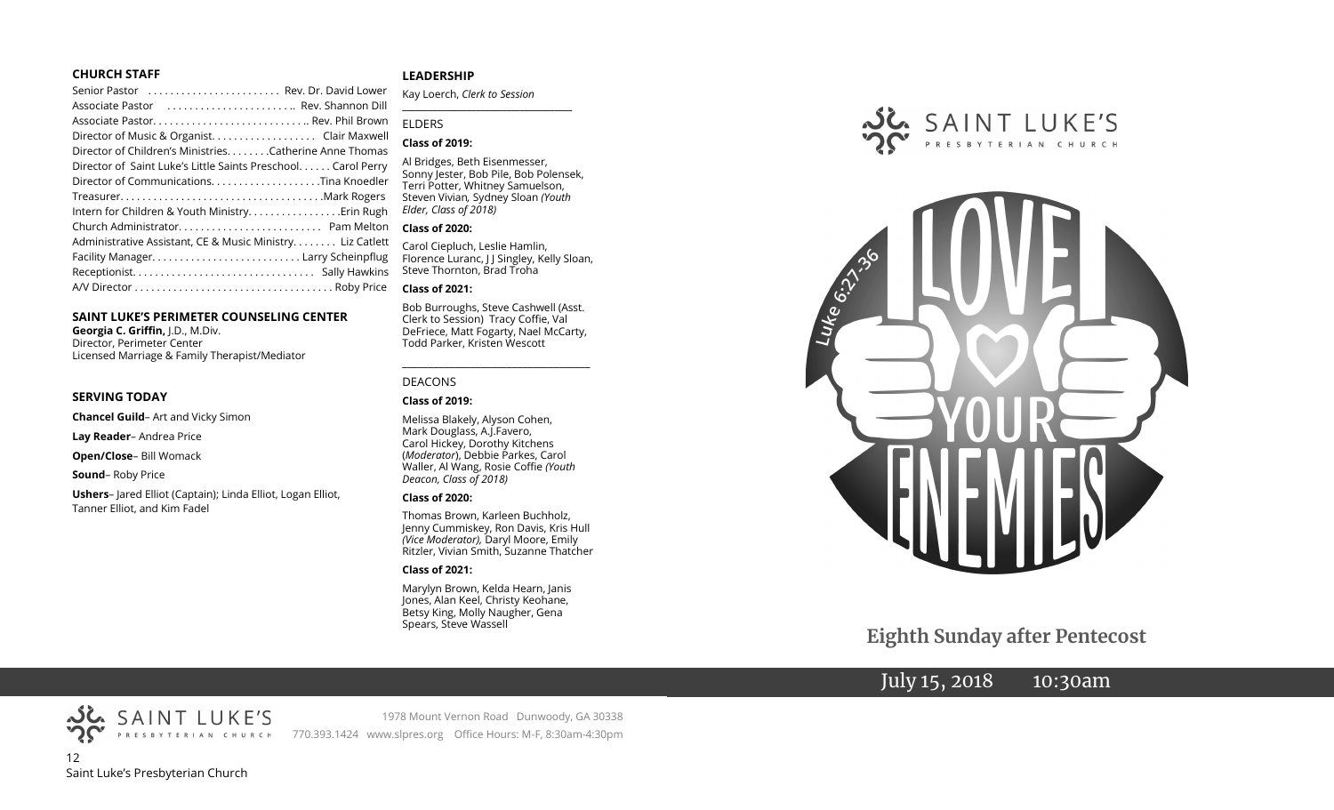### CHURCH STAFF

Senior Pastor . . . . . . . . . . . . . . . . . . . . . . . . Rev. Dr. David Lower
Associate Pastor . . . . . . . . . . . . . . . . . . . . . . .. Rev. Shannon Dill
Associate Pastor. . . . . . . . . . . . . . . . . . . . . . . . . . . .. Rev. Phil Brown
Director of Music & Organist. . . . . . . . . . . . . . . . . . . Clair Maxwell
Director of Children's Ministries. . . . . . . .Catherine Anne Thomas
Director of Saint Luke's Little Saints Preschool. . . . . . Carol Perry
Director of Communications. . . . . . . . . . . . . . . . . . . .Tina Knoedler
Treasurer. . . . . . . . . . . . . . . . . . . . . . . . . . . . . . . . . . . . .Mark Rogers
Intern for Children & Youth Ministry. . . . . . . . . . . . . . . . .Erin Rugh
Church Administrator. . . . . . . . . . . . . . . . . . . . . . . . . . Pam Melton
Administrative Assistant, CE & Music Ministry. . . . . . . Liz Catlett
Facility Manager. . . . . . . . . . . . . . . . . . . . . . . . . . . Larry Scheinpflug
Receptionist. . . . . . . . . . . . . . . . . . . . . . . . . . . . . . . . . Sally Hawkins
A/V Director . . . . . . . . . . . . . . . . . . . . . . . . . . . . . . . . . . . . Roby Price

### SAINT LUKE'S PERIMETER COUNSELING CENTER

**Georgia C. Griffin,** J.D., M.Div.
Director, Perimeter Center
Licensed Marriage & Family Therapist/Mediator

### SERVING TODAY

**Chancel Guild**– Art and Vicky Simon

**Lay Reader**– Andrea Price

**Open/Close**– Bill Womack

**Sound**– Roby Price

**Ushers**– Jared Elliot (Captain); Linda Elliot, Logan Elliot, Tanner Elliot, and Kim Fadel

### LEADERSHIP

Kay Loerch, *Clerk to Session*

ELDERS

**Class of 2019:**

Al Bridges, Beth Eisenmesser, Sonny Jester, Bob Pile, Bob Polensek, Terri Potter, Whitney Samuelson, Steven Vivian, Sydney Sloan *(Youth Elder, Class of 2018)*

**Class of 2020:**

Carol Ciepluch, Leslie Hamlin, Florence Luranc, J J Singley, Kelly Sloan, Steve Thornton, Brad Troha

**Class of 2021:**

Bob Burroughs, Steve Cashwell (Asst. Clerk to Session) Tracy Coffie, Val DeFriece, Matt Fogarty, Nael McCarty, Todd Parker, Kristen Wescott

DEACONS

**Class of 2019:**

Melissa Blakely, Alyson Cohen, Mark Douglass, A.J.Favero, Carol Hickey, Dorothy Kitchens (*Moderator*), Debbie Parkes, Carol Waller, Al Wang, Rosie Coffie *(Youth Deacon, Class of 2018)*

**Class of 2020:**

Thomas Brown, Karleen Buchholz, Jenny Cummiskey, Ron Davis, Kris Hull *(Vice Moderator),* Daryl Moore, Emily Ritzler, Vivian Smith, Suzanne Thatcher

**Class of 2021:**

Marylyn Brown, Kelda Hearn, Janis Jones, Alan Keel, Christy Keohane, Betsy King, Molly Naugher, Gena Spears, Steve Wassell

SAINT LUKE'S PRESBYTERIAN CHURCH

Luke 6:27-36

LOVE YOUR ENEMIES

## Eighth Sunday after Pentecost

July 15, 2018 10:30am

SAINT LUKE'S PRESBYTERIAN CHURCH
1978 Mount Vernon Road Dunwoody, GA 30338
770.393.1424 www.slpres.org Office Hours: M-F, 8:30am-4:30pm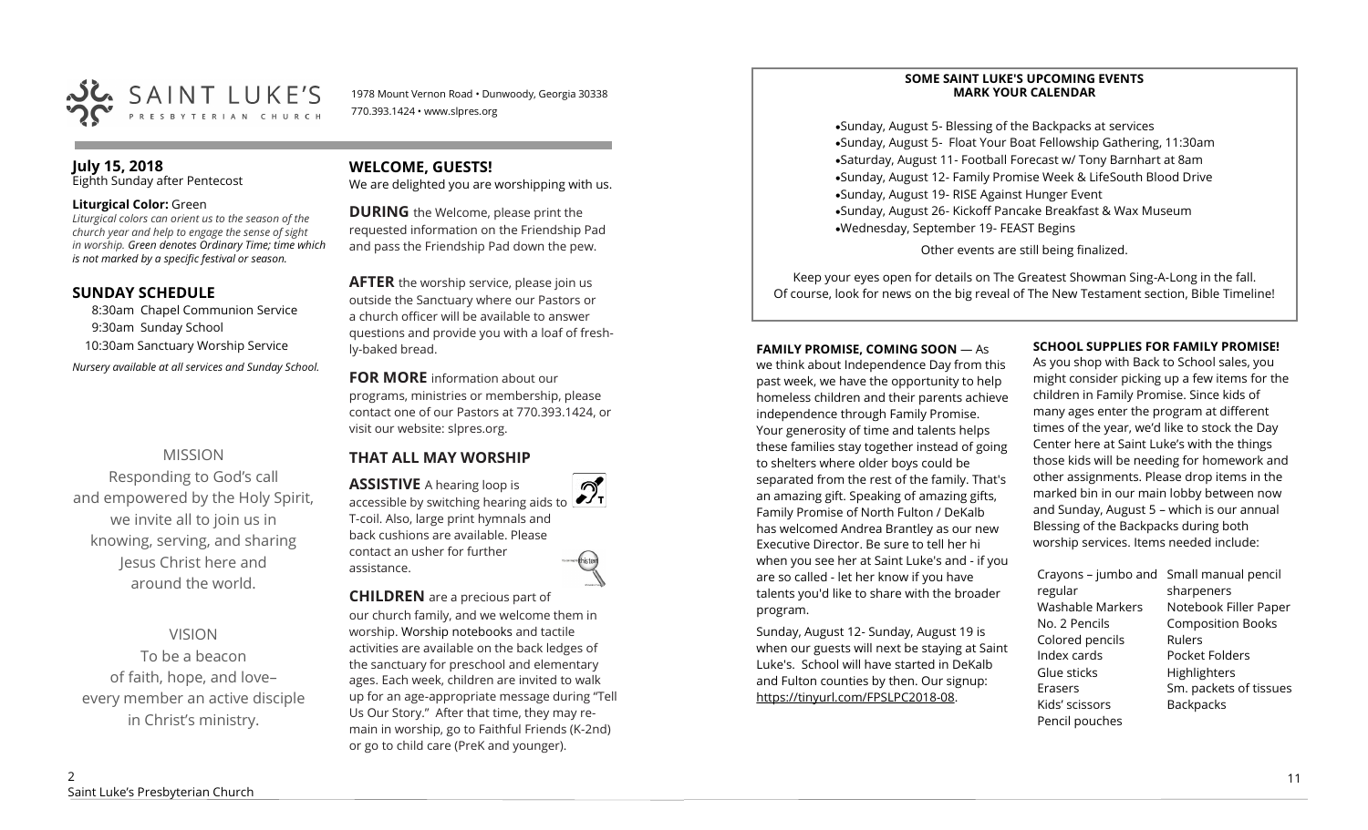# SAINT LUKE'S PRESBYTERIAN CHURCH

1978 Mount Vernon Road • Dunwoody, Georgia 30338
770.393.1424 • www.slpres.org

## July 15, 2018
Eighth Sunday after Pentecost

**Liturgical Color:** Green
*Liturgical colors can orient us to the season of the church year and help to engage the sense of sight in worship. Green denotes Ordinary Time; time which is not marked by a specific festival or season.*

## SUNDAY SCHEDULE

8:30am Chapel Communion Service
9:30am Sunday School
10:30am Sanctuary Worship Service

*Nursery available at all services and Sunday School.*

MISSION

Responding to God's call and empowered by the Holy Spirit, we invite all to join us in knowing, serving, and sharing Jesus Christ here and around the world.

VISION

To be a beacon of faith, hope, and love– every member an active disciple in Christ's ministry.

## WELCOME, GUESTS!

We are delighted you are worshipping with us.

**DURING** the Welcome, please print the requested information on the Friendship Pad and pass the Friendship Pad down the pew.

**AFTER** the worship service, please join us outside the Sanctuary where our Pastors or a church officer will be available to answer questions and provide you with a loaf of freshly-baked bread.

**FOR MORE** information about our programs, ministries or membership, please contact one of our Pastors at 770.393.1424, or visit our website: slpres.org.

## THAT ALL MAY WORSHIP

**ASSISTIVE** A hearing loop is accessible by switching hearing aids to T-coil. Also, large print hymnals and back cushions are available. Please contact an usher for further assistance.

**CHILDREN** are a precious part of our church family, and we welcome them in worship. Worship notebooks and tactile activities are available on the back ledges of the sanctuary for preschool and elementary ages. Each week, children are invited to walk up for an age-appropriate message during "Tell Us Our Story." After that time, they may remain in worship, go to Faithful Friends (K-2nd) or go to child care (PreK and younger).

**SOME SAINT LUKE'S UPCOMING EVENTS**
**MARK YOUR CALENDAR**

- Sunday, August 5- Blessing of the Backpacks at services
- Sunday, August 5- Float Your Boat Fellowship Gathering, 11:30am
- Saturday, August 11- Football Forecast w/ Tony Barnhart at 8am
- Sunday, August 12- Family Promise Week & LifeSouth Blood Drive
- Sunday, August 19- RISE Against Hunger Event
- Sunday, August 26- Kickoff Pancake Breakfast & Wax Museum
- Wednesday, September 19- FEAST Begins

Other events are still being finalized.

Keep your eyes open for details on The Greatest Showman Sing-A-Long in the fall.
Of course, look for news on the big reveal of The New Testament section, Bible Timeline!

**FAMILY PROMISE, COMING SOON** — As we think about Independence Day from this past week, we have the opportunity to help homeless children and their parents achieve independence through Family Promise. Your generosity of time and talents helps these families stay together instead of going to shelters where older boys could be separated from the rest of the family. That's an amazing gift. Speaking of amazing gifts, Family Promise of North Fulton / DeKalb has welcomed Andrea Brantley as our new Executive Director. Be sure to tell her hi when you see her at Saint Luke's and - if you are so called - let her know if you have talents you'd like to share with the broader program.

Sunday, August 12- Sunday, August 19 is when our guests will next be staying at Saint Luke's. School will have started in DeKalb and Fulton counties by then. Our signup: https://tinyurl.com/FPSLPC2018-08.

**SCHOOL SUPPLIES FOR FAMILY PROMISE!**
As you shop with Back to School sales, you might consider picking up a few items for the children in Family Promise. Since kids of many ages enter the program at different times of the year, we'd like to stock the Day Center here at Saint Luke's with the things those kids will be needing for homework and other assignments. Please drop items in the marked bin in our main lobby between now and Sunday, August 5 – which is our annual Blessing of the Backpacks during both worship services. Items needed include:

- Crayons – jumbo and regular
- Washable Markers
- No. 2 Pencils
- Colored pencils
- Index cards
- Glue sticks
- Erasers
- Kids' scissors
- Pencil pouches
- Small manual pencil sharpeners
- Notebook Filler Paper
- Composition Books
- Rulers
- Pocket Folders
- Highlighters
- Sm. packets of tissues
- Backpacks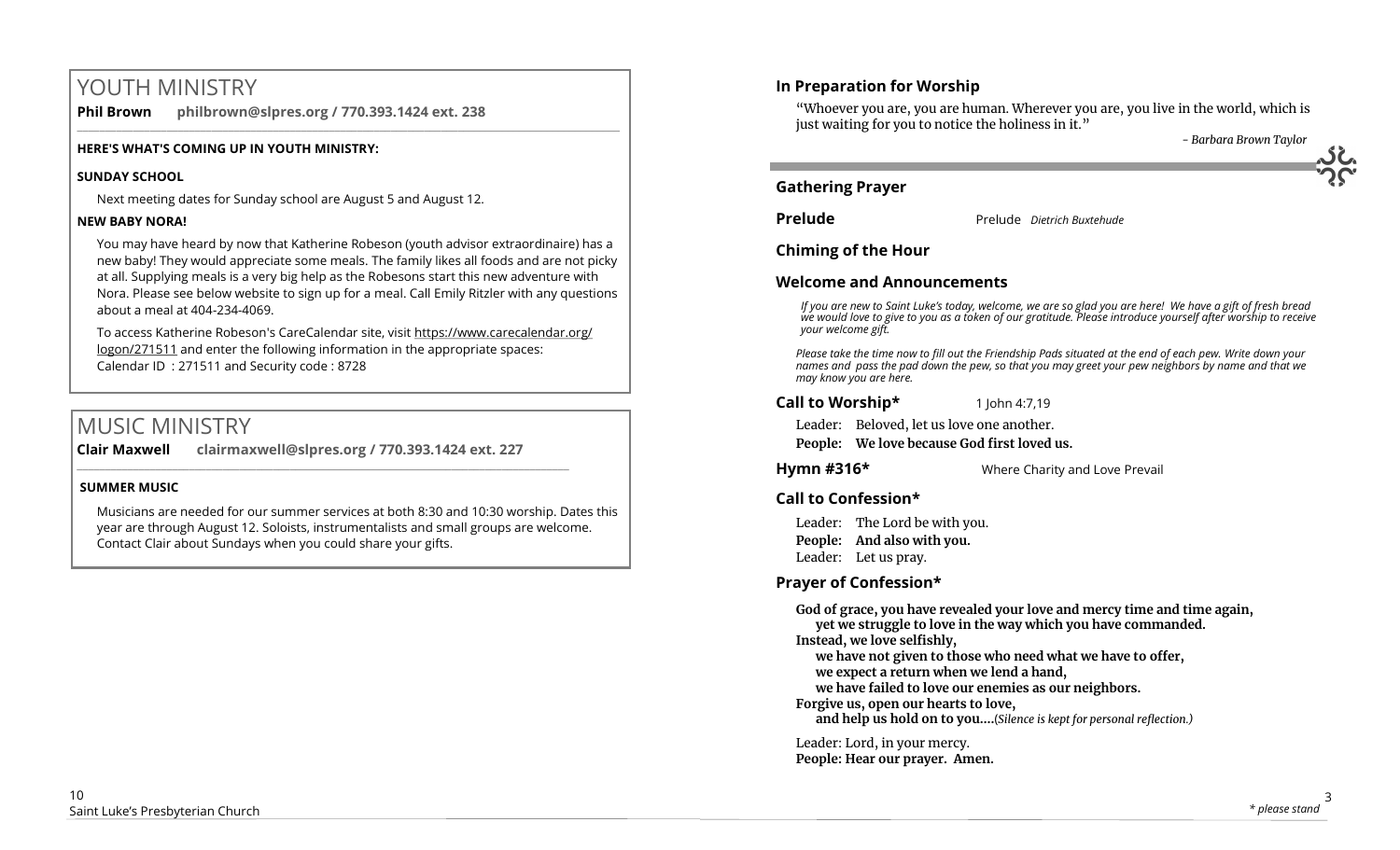# YOUTH MINISTRY

**Phil Brown philbrown@slpres.org / 770.393.1424 ext. 238**

**HERE'S WHAT'S COMING UP IN YOUTH MINISTRY:**

**SUNDAY SCHOOL**

Next meeting dates for Sunday school are August 5 and August 12.

**NEW BABY NORA!**

You may have heard by now that Katherine Robeson (youth advisor extraordinaire) has a new baby! They would appreciate some meals. The family likes all foods and are not picky at all. Supplying meals is a very big help as the Robesons start this new adventure with Nora. Please see below website to sign up for a meal. Call Emily Ritzler with any questions about a meal at 404-234-4069.

To access Katherine Robeson's CareCalendar site, visit https://www.carecalendar.org/logon/271511 and enter the following information in the appropriate spaces:
Calendar ID : 271511 and Security code : 8728

# MUSIC MINISTRY

**Clair Maxwell clairmaxwell@slpres.org / 770.393.1424 ext. 227**

**SUMMER MUSIC**

Musicians are needed for our summer services at both 8:30 and 10:30 worship. Dates this year are through August 12. Soloists, instrumentalists and small groups are welcome. Contact Clair about Sundays when you could share your gifts.

## In Preparation for Worship

"Whoever you are, you are human. Wherever you are, you live in the world, which is just waiting for you to notice the holiness in it."

*- Barbara Brown Taylor*

## Gathering Prayer

**Prelude** Prelude *Dietrich Buxtehude*

## Chiming of the Hour

## Welcome and Announcements

*If you are new to Saint Luke's today, welcome, we are so glad you are here! We have a gift of fresh bread we would love to give to you as a token of our gratitude. Please introduce yourself after worship to receive your welcome gift.*

*Please take the time now to fill out the Friendship Pads situated at the end of each pew. Write down your names and pass the pad down the pew, so that you may greet your pew neighbors by name and that we may know you are here.*

**Call to Worship*** 1 John 4:7,19

Leader: Beloved, let us love one another.
**People: We love because God first loved us.**

**Hymn #316*** Where Charity and Love Prevail

## Call to Confession*

Leader: The Lord be with you.
**People: And also with you.**
Leader: Let us pray.

## Prayer of Confession*

**God of grace, you have revealed your love and mercy time and time again,**
**yet we struggle to love in the way which you have commanded.**
**Instead, we love selfishly,**
**we have not given to those who need what we have to offer,**
**we expect a return when we lend a hand,**
**we have failed to love our enemies as our neighbors.**
**Forgive us, open our hearts to love,**
**and help us hold on to you....***(Silence is kept for personal reflection.)*

Leader: Lord, in your mercy.
**People: Hear our prayer. Amen.**

*\* please stand*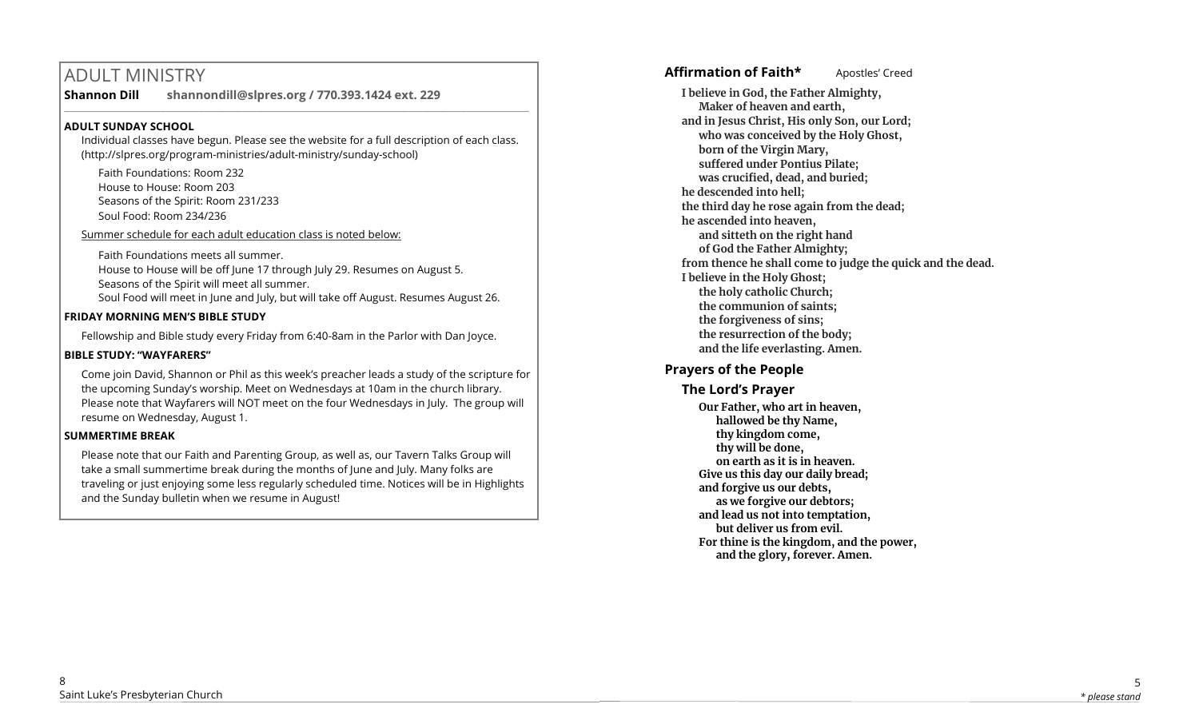# ADULT MINISTRY

**Shannon Dill** **shannondill@slpres.org / 770.393.1424 ext. 229**

### ADULT SUNDAY SCHOOL

Individual classes have begun. Please see the website for a full description of each class. (http://slpres.org/program-ministries/adult-ministry/sunday-school)

Faith Foundations: Room 232
House to House: Room 203
Seasons of the Spirit: Room 231/233
Soul Food: Room 234/236

Summer schedule for each adult education class is noted below:

Faith Foundations meets all summer.
House to House will be off June 17 through July 29. Resumes on August 5.
Seasons of the Spirit will meet all summer.
Soul Food will meet in June and July, but will take off August. Resumes August 26.

### FRIDAY MORNING MEN'S BIBLE STUDY

Fellowship and Bible study every Friday from 6:40-8am in the Parlor with Dan Joyce.

### BIBLE STUDY: "WAYFARERS"

Come join David, Shannon or Phil as this week's preacher leads a study of the scripture for the upcoming Sunday's worship. Meet on Wednesdays at 10am in the church library. Please note that Wayfarers will NOT meet on the four Wednesdays in July. The group will resume on Wednesday, August 1.

### SUMMERTIME BREAK

Please note that our Faith and Parenting Group, as well as, our Tavern Talks Group will take a small summertime break during the months of June and July. Many folks are traveling or just enjoying some less regularly scheduled time. Notices will be in Highlights and the Sunday bulletin when we resume in August!

## Affirmation of Faith* Apostles' Creed

**I believe in God, the Father Almighty,**
**Maker of heaven and earth,**
**and in Jesus Christ, His only Son, our Lord;**
**who was conceived by the Holy Ghost,**
**born of the Virgin Mary,**
**suffered under Pontius Pilate;**
**was crucified, dead, and buried;**
**he descended into hell;**
**the third day he rose again from the dead;**
**he ascended into heaven,**
**and sitteth on the right hand**
**of God the Father Almighty;**
**from thence he shall come to judge the quick and the dead.**
**I believe in the Holy Ghost;**
**the holy catholic Church;**
**the communion of saints;**
**the forgiveness of sins;**
**the resurrection of the body;**
**and the life everlasting. Amen.**

## Prayers of the People

### The Lord's Prayer

**Our Father, who art in heaven,**
**hallowed be thy Name,**
**thy kingdom come,**
**thy will be done,**
**on earth as it is in heaven.**
**Give us this day our daily bread;**
**and forgive us our debts,**
**as we forgive our debtors;**
**and lead us not into temptation,**
**but deliver us from evil.**
**For thine is the kingdom, and the power,**
**and the glory, forever. Amen.**

*\* please stand*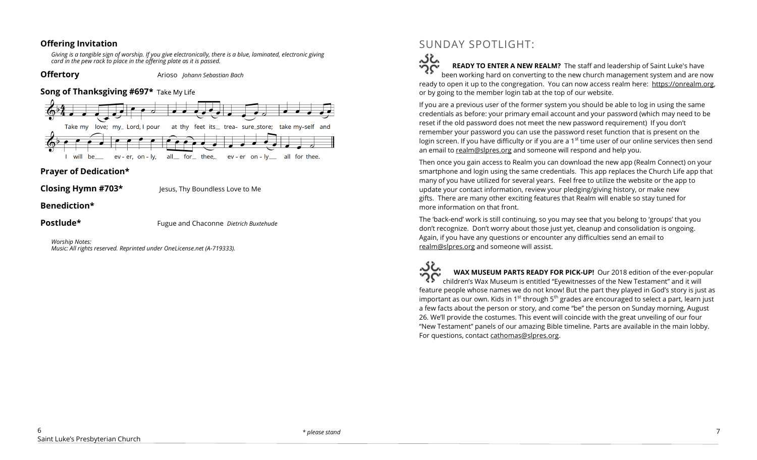**Offering Invitation**

*Giving is a tangible sign of worship. If you give electronically, there is a blue, laminated, electronic giving card in the pew rack to place in the offering plate as it is passed.*

**Offertory** Arioso *Johann Sebastian Bach*

**Song of Thanksgiving #697*** Take My Life

Take my love; my Lord, I pour at thy feet its treasure store; take myself and I will be ever, only, all for thee, ever only all for thee.

**Prayer of Dedication***

**Closing Hymn #703*** Jesus, Thy Boundless Love to Me

**Benediction***

**Postlude*** Fugue and Chaconne *Dietrich Buxtehude*

*Worship Notes:*
*Music: All rights reserved. Reprinted under OneLicense.net (A-719333).*

*\* please stand*

## SUNDAY SPOTLIGHT:

**READY TO ENTER A NEW REALM?** The staff and leadership of Saint Luke's have been working hard on converting to the new church management system and are now ready to open it up to the congregation. You can now access realm here: https://onrealm.org, or by going to the member login tab at the top of our website.

If you are a previous user of the former system you should be able to log in using the same credentials as before: your primary email account and your password (which may need to be reset if the old password does not meet the new password requirement) If you don't remember your password you can use the password reset function that is present on the login screen. If you have difficulty or if you are a 1st time user of our online services then send an email to realm@slpres.org and someone will respond and help you.

Then once you gain access to Realm you can download the new app (Realm Connect) on your smartphone and login using the same credentials. This app replaces the Church Life app that many of you have utilized for several years. Feel free to utilize the website or the app to update your contact information, review your pledging/giving history, or make new gifts. There are many other exciting features that Realm will enable so stay tuned for more information on that front.

The 'back-end' work is still continuing, so you may see that you belong to 'groups' that you don't recognize. Don't worry about those just yet, cleanup and consolidation is ongoing. Again, if you have any questions or encounter any difficulties send an email to realm@slpres.org and someone will assist.

**WAX MUSEUM PARTS READY FOR PICK-UP!** Our 2018 edition of the ever-popular children's Wax Museum is entitled "Eyewitnesses of the New Testament" and it will feature people whose names we do not know! But the part they played in God's story is just as important as our own. Kids in 1st through 5th grades are encouraged to select a part, learn just a few facts about the person or story, and come "be" the person on Sunday morning, August 26. We'll provide the costumes. This event will coincide with the great unveiling of our four "New Testament" panels of our amazing Bible timeline. Parts are available in the main lobby. For questions, contact cathomas@slpres.org.